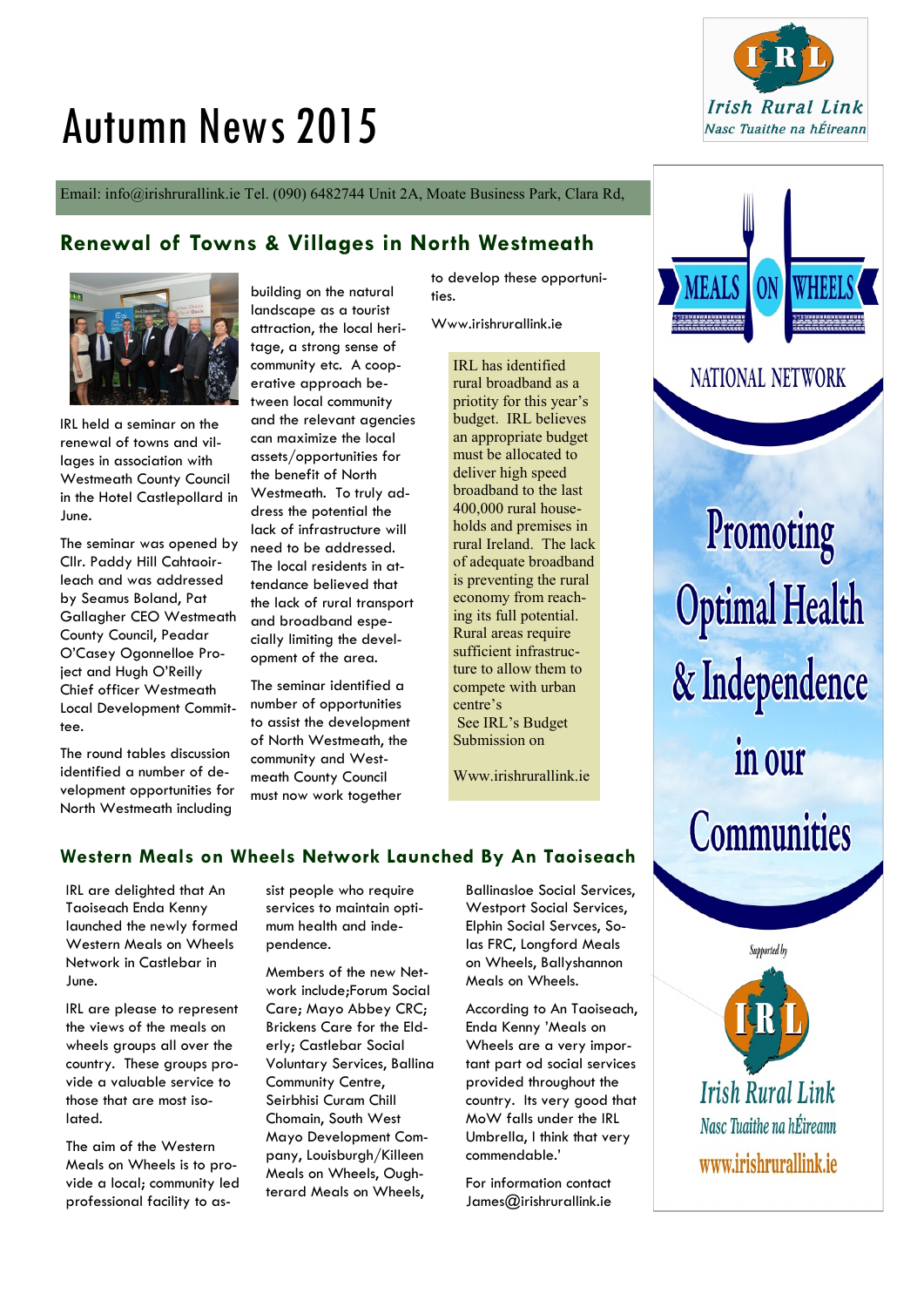# Autumn News 2015

Irish Rural Link
Nasc Tuaithe na hÉireann

Email: info@irishrurallink.ie Tel. (090) 6482744 Unit 2A, Moate Business Park, Clara Rd,

## Renewal of Towns & Villages in North Westmeath

IRL held a seminar on the renewal of towns and villages in association with Westmeath County Council in the Hotel Castlepollard in June.

The seminar was opened by Cllr. Paddy Hill Cahtaoirleach and was addressed by Seamus Boland, Pat Gallagher CEO Westmeath County Council, Peadar O'Casey Ogonnelloe Project and Hugh O'Reilly Chief officer Westmeath Local Development Committee.

The round tables discussion identified a number of development opportunities for North Westmeath including building on the natural landscape as a tourist attraction, the local heritage, a strong sense of community etc. A cooperative approach between local community and the relevant agencies can maximize the local assets/opportunities for the benefit of North Westmeath. To truly address the potential the lack of infrastructure will need to be addressed. The local residents in attendance believed that the lack of rural transport and broadband especially limiting the development of the area.

The seminar identified a number of opportunities to assist the development of North Westmeath, the community and Westmeath County Council must now work together to develop these opportunities.

Www.irishrurallink.ie

IRL has identified rural broadband as a priotity for this year's budget. IRL believes an appropriate budget must be allocated to deliver high speed broadband to the last 400,000 rural households and premises in rural Ireland. The lack of adequate broadband is preventing the rural economy from reaching its full potential. Rural areas require sufficient infrastructure to allow them to compete with urban centre's

See IRL's Budget Submission on

Www.irishrurallink.ie

## Western Meals on Wheels Network Launched By An Taoiseach

IRL are delighted that An Taoiseach Enda Kenny launched the newly formed Western Meals on Wheels Network in Castlebar in June.

IRL are please to represent the views of the meals on wheels groups all over the country. These groups provide a valuable service to those that are most isolated.

The aim of the Western Meals on Wheels is to provide a local; community led professional facility to assist people who require services to maintain optimum health and independence.

Members of the new Network include;Forum Social Care; Mayo Abbey CRC; Brickens Care for the Elderly; Castlebar Social Voluntary Services, Ballina Community Centre, Seirbhisi Curam Chill Chomain, South West Mayo Development Company, Louisburgh/Killeen Meals on Wheels, Oughterard Meals on Wheels, Ballinasloe Social Services, Westport Social Services, Elphin Social Servces, Solas FRC, Longford Meals on Wheels, Ballyshannon Meals on Wheels.

According to An Taoiseach, Enda Kenny 'Meals on Wheels are a very important part od social services provided throughout the country. Its very good that MoW falls under the IRL Umbrella, I think that very commendable.'

For information contact James@irishrurallink.ie

MEALS ON WHEELS

NATIONAL NETWORK

Promoting Optimal Health & Independence in our Communities

Supported by

Irish Rural Link
Nasc Tuaithe na hÉireann
www.irishrurallink.ie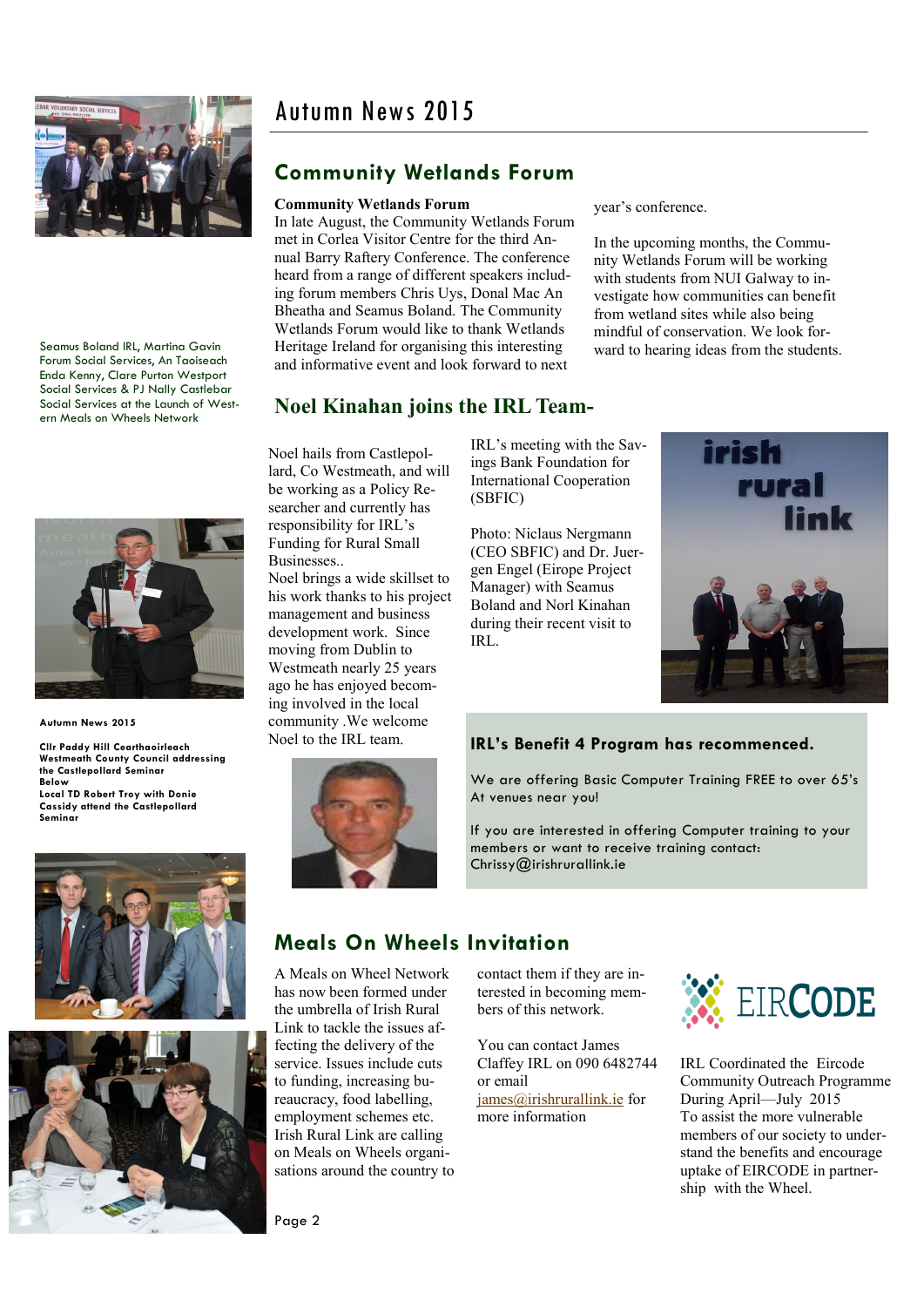# Autumn News 2015

## Community Wetlands Forum

**Community Wetlands Forum**

In late August, the Community Wetlands Forum met in Corlea Visitor Centre for the third Annual Barry Raftery Conference. The conference heard from a range of different speakers including forum members Chris Uys, Donal Mac An Bheatha and Seamus Boland. The Community Wetlands Forum would like to thank Wetlands Heritage Ireland for organising this interesting and informative event and look forward to next year's conference.

In the upcoming months, the Community Wetlands Forum will be working with students from NUI Galway to investigate how communities can benefit from wetland sites while also being mindful of conservation. We look forward to hearing ideas from the students.

Seamus Boland IRL, Martina Gavin Forum Social Services, An Taoiseach Enda Kenny, Clare Purton Westport Social Services & PJ Nally Castlebar Social Services at the Launch of Western Meals on Wheels Network

## Noel Kinahan joins the IRL Team-

Noel hails from Castlepollard, Co Westmeath, and will be working as a Policy Researcher and currently has responsibility for IRL's Funding for Rural Small Businesses..

Noel brings a wide skillset to his work thanks to his project management and business development work. Since moving from Dublin to Westmeath nearly 25 years ago he has enjoyed becoming involved in the local community .We welcome Noel to the IRL team.

IRL's meeting with the Savings Bank Foundation for International Cooperation (SBFIC)

Photo: Niclaus Nergmann (CEO SBFIC) and Dr. Juergen Engel (Eirope Project Manager) with Seamus Boland and Norl Kinahan during their recent visit to IRL.

**Autumn News 2015**

**Cllr Paddy Hill Cearthaoirleach Westmeath County Council addressing the Castlepollard Seminar**

**Below**

**Local TD Robert Troy with Donie Cassidy attend the Castlepollard Seminar**

### IRL's Benefit 4 Program has recommenced.

We are offering Basic Computer Training FREE to over 65's At venues near you!

If you are interested in offering Computer training to your members or want to receive training contact: Chrissy@irishrurallink.ie

## Meals On Wheels Invitation

A Meals on Wheel Network has now been formed under the umbrella of Irish Rural Link to tackle the issues affecting the delivery of the service. Issues include cuts to funding, increasing bureaucracy, food labelling, employment schemes etc. Irish Rural Link are calling on Meals on Wheels organisations around the country to contact them if they are interested in becoming members of this network.

You can contact James Claffey IRL on 090 6482744 or email james@irishrurallink.ie for more information

IRL Coordinated the Eircode Community Outreach Programme During April—July 2015 To assist the more vulnerable members of our society to understand the benefits and encourage uptake of EIRCODE in partnership with the Wheel.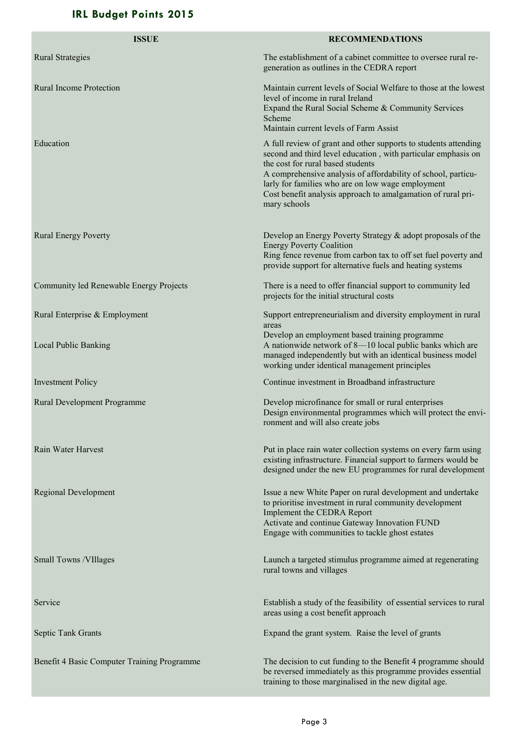## IRL Budget Points 2015

| ISSUE | RECOMMENDATIONS |
|---|---|
| Rural Strategies | The establishment of a cabinet committee to oversee rural regeneration as outlines in the CEDRA report |
| Rural Income Protection | Maintain current levels of Social Welfare to those at the lowest level of income in rural Ireland<br>Expand the Rural Social Scheme & Community Services Scheme<br>Maintain current levels of Farm Assist |
| Education | A full review of grant and other supports to students attending second and third level education , with particular emphasis on the cost for rural based students<br>A comprehensive analysis of affordability of school, particularly for families who are on low wage employment<br>Cost benefit analysis approach to amalgamation of rural primary schools |
| Rural Energy Poverty | Develop an Energy Poverty Strategy & adopt proposals of the Energy Poverty Coalition<br>Ring fence revenue from carbon tax to off set fuel poverty and provide support for alternative fuels and heating systems |
| Community led Renewable Energy Projects | There is a need to offer financial support to community led projects for the initial structural costs |
| Rural Enterprise & Employment | Support entrepreneurialism and diversity employment in rural areas<br>Develop an employment based training programme |
| Local Public Banking | A nationwide network of 8—10 local public banks which are managed independently but with an identical business model working under identical management principles |
| Investment Policy | Continue investment in Broadband infrastructure |
| Rural Development Programme | Develop microfinance for small or rural enterprises<br>Design environmental programmes which will protect the environment and will also create jobs |
| Rain Water Harvest | Put in place rain water collection systems on every farm using existing infrastructure. Financial support to farmers would be designed under the new EU programmes for rural development |
| Regional Development | Issue a new White Paper on rural development and undertake to prioritise investment in rural community development<br>Implement the CEDRA Report<br>Activate and continue Gateway Innovation FUND<br>Engage with communities to tackle ghost estates |
| Small Towns /VIllages | Launch a targeted stimulus programme aimed at regenerating rural towns and villages |
| Service | Establish a study of the feasibility of essential services to rural areas using a cost benefit approach |
| Septic Tank Grants | Expand the grant system. Raise the level of grants |
| Benefit 4 Basic Computer Training Programme | The decision to cut funding to the Benefit 4 programme should be reversed immediately as this programme provides essential training to those marginalised in the new digital age. |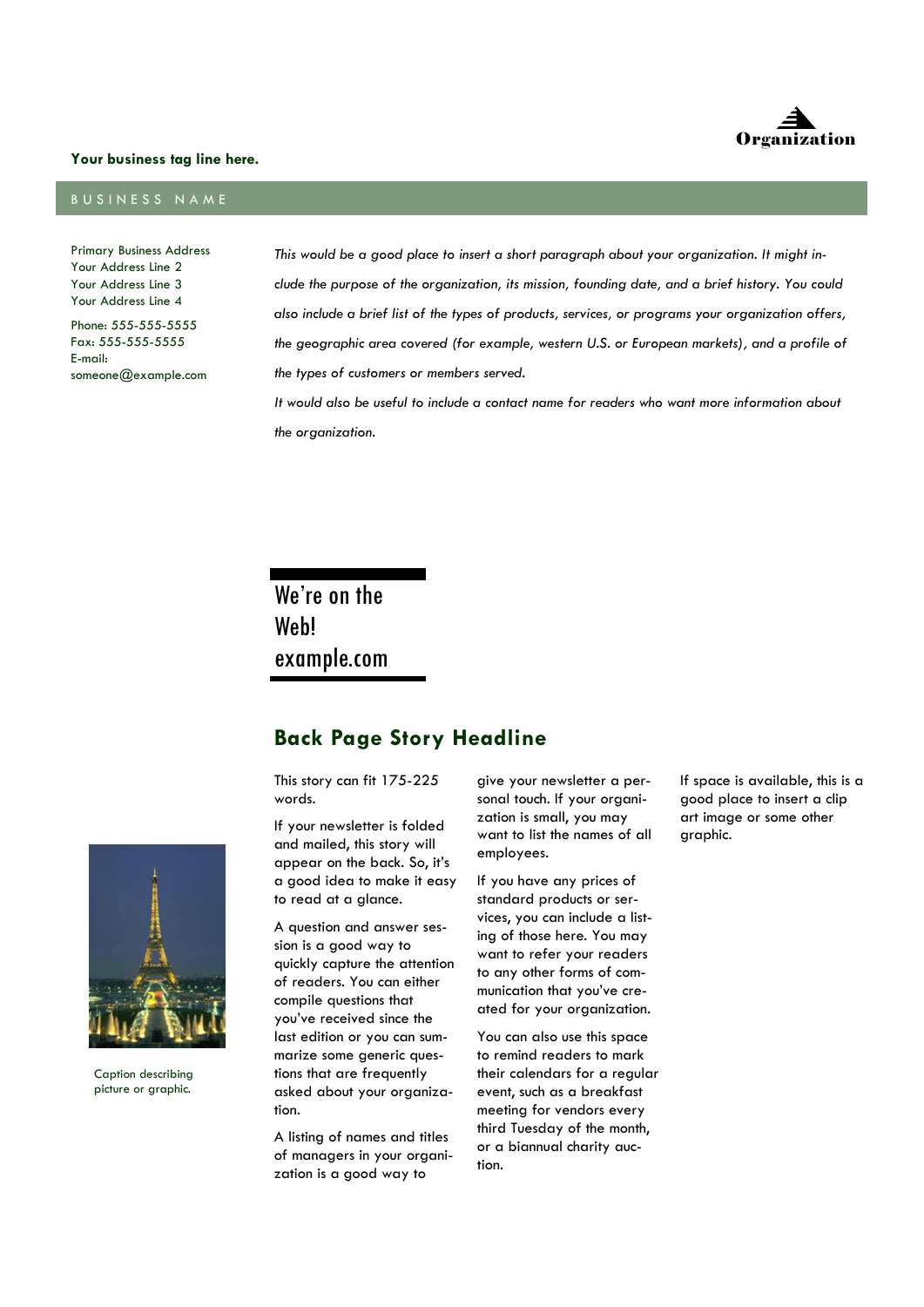Organization

**Your business tag line here.**

BUSINESS NAME

Primary Business Address
Your Address Line 2
Your Address Line 3
Your Address Line 4

Phone: 555-555-5555
Fax: 555-555-5555
E-mail:
someone@example.com

*This would be a good place to insert a short paragraph about your organization. It might include the purpose of the organization, its mission, founding date, and a brief history. You could also include a brief list of the types of products, services, or programs your organization offers, the geographic area covered (for example, western U.S. or European markets), and a profile of the types of customers or members served.*

*It would also be useful to include a contact name for readers who want more information about the organization.*

We're on the Web!
example.com

## Back Page Story Headline

This story can fit 175-225 words.

If your newsletter is folded and mailed, this story will appear on the back. So, it's a good idea to make it easy to read at a glance.

A question and answer session is a good way to quickly capture the attention of readers. You can either compile questions that you've received since the last edition or you can summarize some generic questions that are frequently asked about your organization.

A listing of names and titles of managers in your organization is a good way to give your newsletter a personal touch. If your organization is small, you may want to list the names of all employees.

If you have any prices of standard products or services, you can include a listing of those here. You may want to refer your readers to any other forms of communication that you've created for your organization.

You can also use this space to remind readers to mark their calendars for a regular event, such as a breakfast meeting for vendors every third Tuesday of the month, or a biannual charity auction.

If space is available, this is a good place to insert a clip art image or some other graphic.

Caption describing picture or graphic.